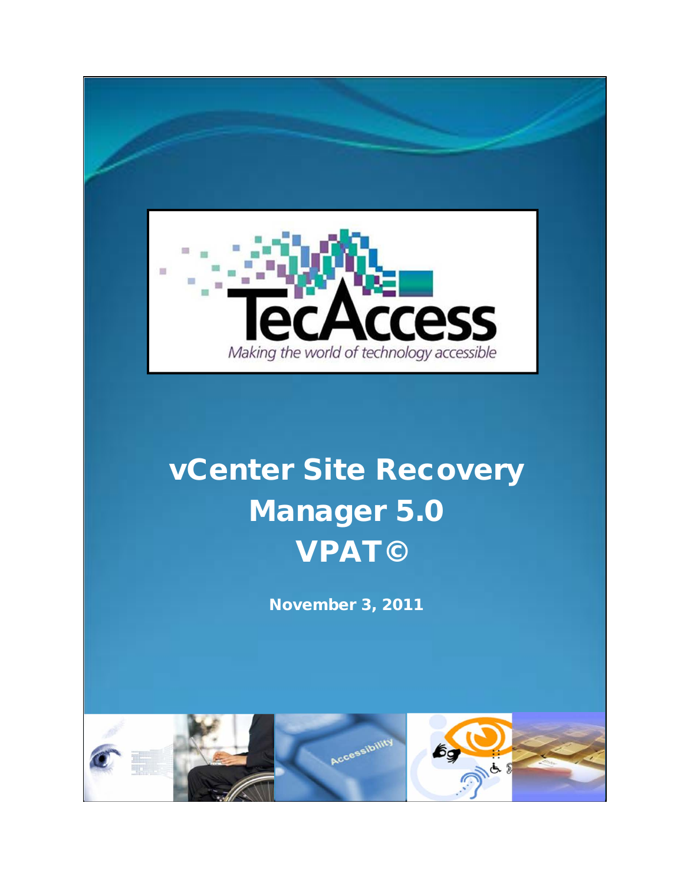TecAccess

*Making the world of technology accessible*

# vCenter Site Recovery Manager 5.0 VPAT©

**November 3, 2011**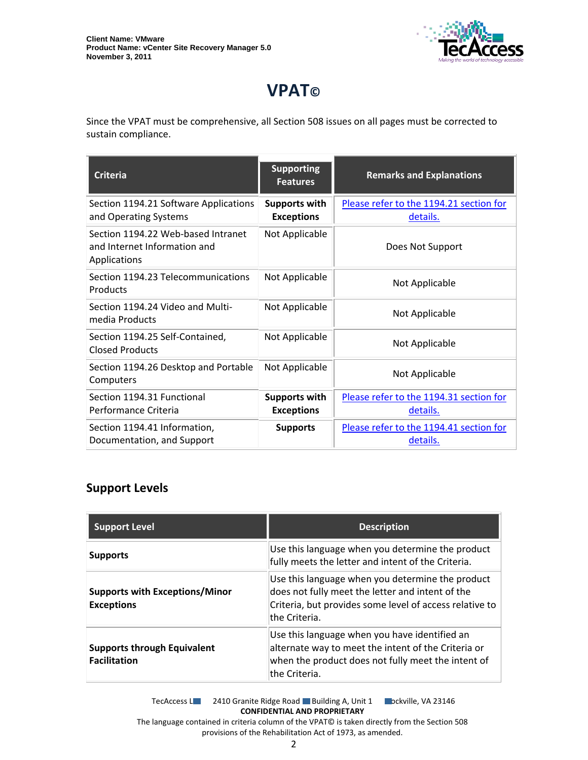# VPAT©

Since the VPAT must be comprehensive, all Section 508 issues on all pages must be corrected to sustain compliance.

| Criteria | Supporting Features | Remarks and Explanations |
|---|---|---|
| Section 1194.21 Software Applications and Operating Systems | **Supports with Exceptions** | Please refer to the 1194.21 section for details. |
| Section 1194.22 Web-based Intranet and Internet Information and Applications | Not Applicable | Does Not Support |
| Section 1194.23 Telecommunications Products | Not Applicable | Not Applicable |
| Section 1194.24 Video and Multi-media Products | Not Applicable | Not Applicable |
| Section 1194.25 Self-Contained, Closed Products | Not Applicable | Not Applicable |
| Section 1194.26 Desktop and Portable Computers | Not Applicable | Not Applicable |
| Section 1194.31 Functional Performance Criteria | **Supports with Exceptions** | Please refer to the 1194.31 section for details. |
| Section 1194.41 Information, Documentation, and Support | **Supports** | Please refer to the 1194.41 section for details. |

## Support Levels

| Support Level | Description |
|---|---|
| **Supports** | Use this language when you determine the product fully meets the letter and intent of the Criteria. |
| **Supports with Exceptions/Minor Exceptions** | Use this language when you determine the product does not fully meet the letter and intent of the Criteria, but provides some level of access relative to the Criteria. |
| **Supports through Equivalent Facilitation** | Use this language when you have identified an alternate way to meet the intent of the Criteria or when the product does not fully meet the intent of the Criteria. |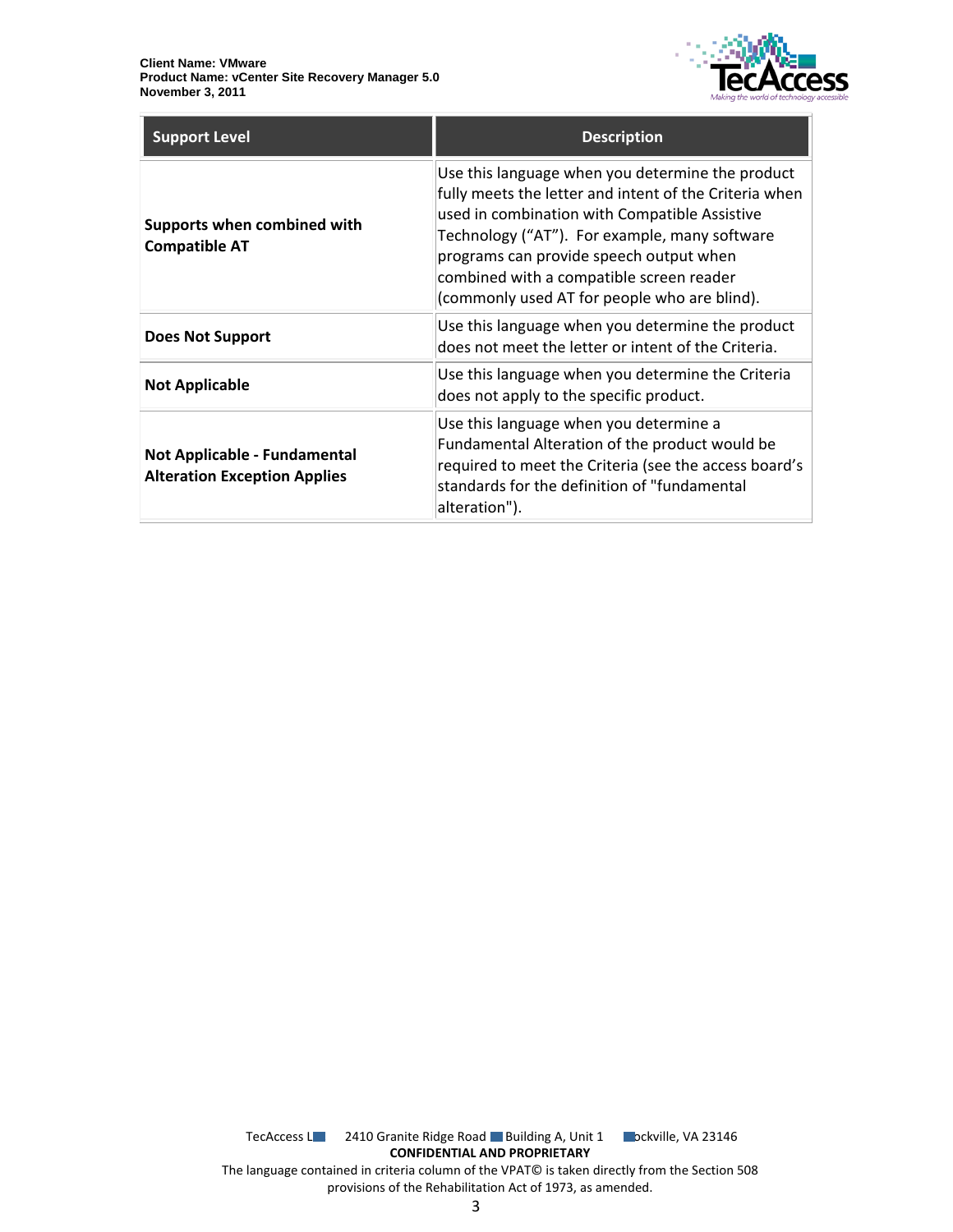| Support Level | Description |
|---|---|
| **Supports when combined with Compatible AT** | Use this language when you determine the product fully meets the letter and intent of the Criteria when used in combination with Compatible Assistive Technology ("AT"). For example, many software programs can provide speech output when combined with a compatible screen reader (commonly used AT for people who are blind). |
| **Does Not Support** | Use this language when you determine the product does not meet the letter or intent of the Criteria. |
| **Not Applicable** | Use this language when you determine the Criteria does not apply to the specific product. |
| **Not Applicable - Fundamental Alteration Exception Applies** | Use this language when you determine a Fundamental Alteration of the product would be required to meet the Criteria (see the access board's standards for the definition of "fundamental alteration"). |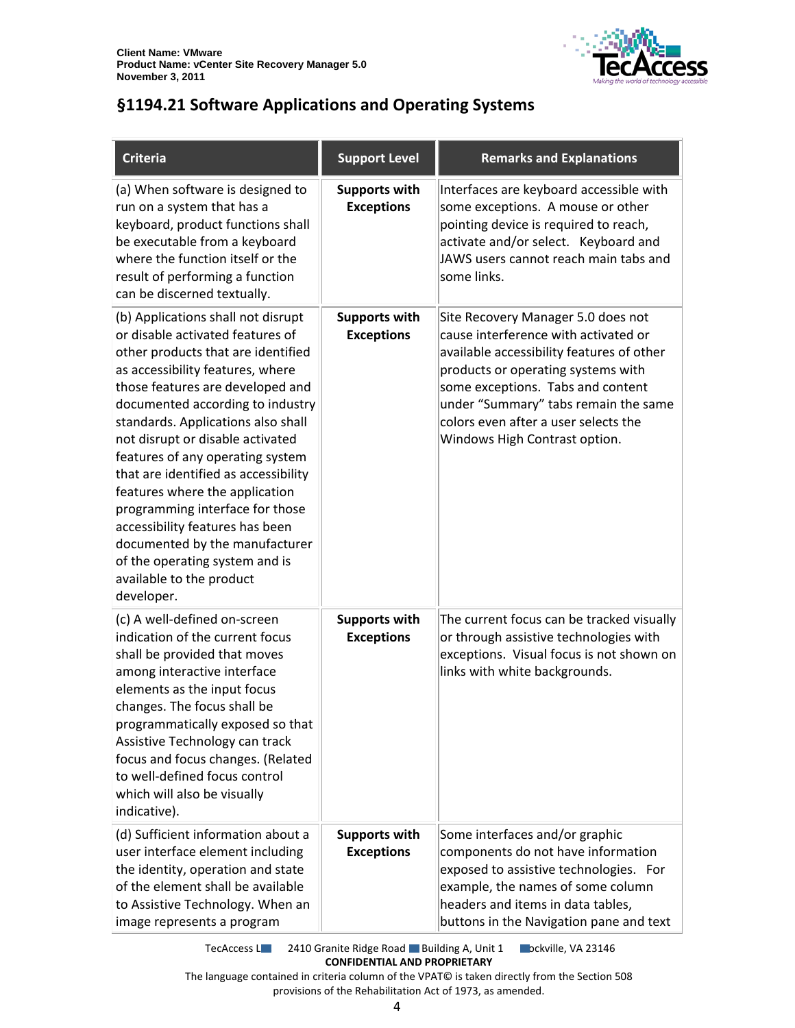## §1194.21 Software Applications and Operating Systems

| Criteria | Support Level | Remarks and Explanations |
|---|---|---|
| (a) When software is designed to run on a system that has a keyboard, product functions shall be executable from a keyboard where the function itself or the result of performing a function can be discerned textually. | **Supports with Exceptions** | Interfaces are keyboard accessible with some exceptions. A mouse or other pointing device is required to reach, activate and/or select. Keyboard and JAWS users cannot reach main tabs and some links. |
| (b) Applications shall not disrupt or disable activated features of other products that are identified as accessibility features, where those features are developed and documented according to industry standards. Applications also shall not disrupt or disable activated features of any operating system that are identified as accessibility features where the application programming interface for those accessibility features has been documented by the manufacturer of the operating system and is available to the product developer. | **Supports with Exceptions** | Site Recovery Manager 5.0 does not cause interference with activated or available accessibility features of other products or operating systems with some exceptions. Tabs and content under "Summary" tabs remain the same colors even after a user selects the Windows High Contrast option. |
| (c) A well-defined on-screen indication of the current focus shall be provided that moves among interactive interface elements as the input focus changes. The focus shall be programmatically exposed so that Assistive Technology can track focus and focus changes. (Related to well-defined focus control which will also be visually indicative). | **Supports with Exceptions** | The current focus can be tracked visually or through assistive technologies with exceptions. Visual focus is not shown on links with white backgrounds. |
| (d) Sufficient information about a user interface element including the identity, operation and state of the element shall be available to Assistive Technology. When an image represents a program | **Supports with Exceptions** | Some interfaces and/or graphic components do not have information exposed to assistive technologies. For example, the names of some column headers and items in data tables, buttons in the Navigation pane and text |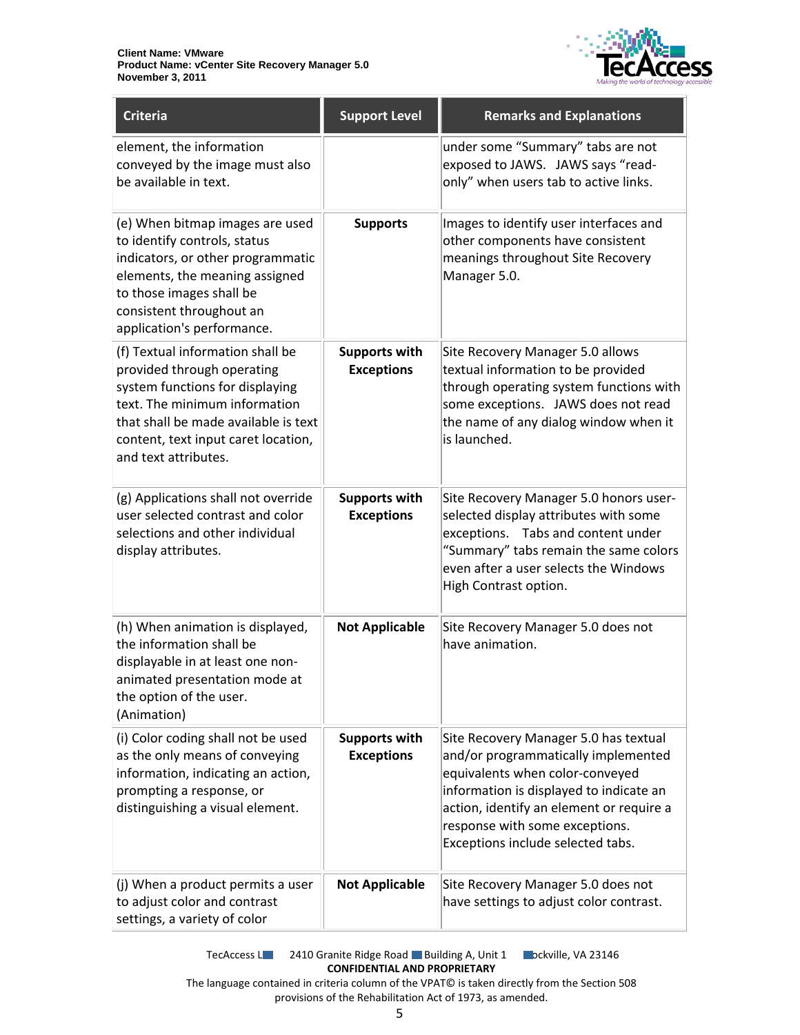| Criteria | Support Level | Remarks and Explanations |
|---|---|---|
| element, the information conveyed by the image must also be available in text. | | under some "Summary" tabs are not exposed to JAWS. JAWS says "read-only" when users tab to active links. |
| (e) When bitmap images are used to identify controls, status indicators, or other programmatic elements, the meaning assigned to those images shall be consistent throughout an application's performance. | **Supports** | Images to identify user interfaces and other components have consistent meanings throughout Site Recovery Manager 5.0. |
| (f) Textual information shall be provided through operating system functions for displaying text. The minimum information that shall be made available is text content, text input caret location, and text attributes. | **Supports with Exceptions** | Site Recovery Manager 5.0 allows textual information to be provided through operating system functions with some exceptions. JAWS does not read the name of any dialog window when it is launched. |
| (g) Applications shall not override user selected contrast and color selections and other individual display attributes. | **Supports with Exceptions** | Site Recovery Manager 5.0 honors user-selected display attributes with some exceptions. Tabs and content under "Summary" tabs remain the same colors even after a user selects the Windows High Contrast option. |
| (h) When animation is displayed, the information shall be displayable in at least one non-animated presentation mode at the option of the user. (Animation) | **Not Applicable** | Site Recovery Manager 5.0 does not have animation. |
| (i) Color coding shall not be used as the only means of conveying information, indicating an action, prompting a response, or distinguishing a visual element. | **Supports with Exceptions** | Site Recovery Manager 5.0 has textual and/or programmatically implemented equivalents when color-conveyed information is displayed to indicate an action, identify an element or require a response with some exceptions. Exceptions include selected tabs. |
| (j) When a product permits a user to adjust color and contrast settings, a variety of color | **Not Applicable** | Site Recovery Manager 5.0 does not have settings to adjust color contrast. |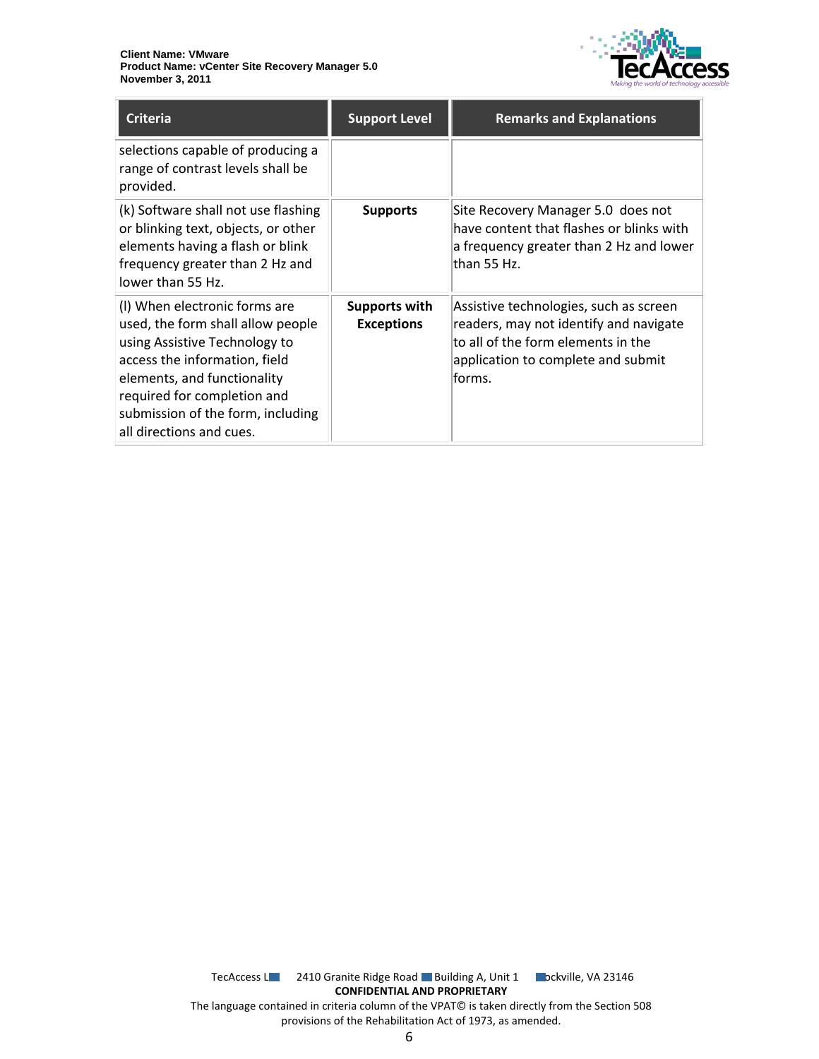| Criteria | Support Level | Remarks and Explanations |
|---|---|---|
| selections capable of producing a range of contrast levels shall be provided. | | |
| (k) Software shall not use flashing or blinking text, objects, or other elements having a flash or blink frequency greater than 2 Hz and lower than 55 Hz. | **Supports** | Site Recovery Manager 5.0 does not have content that flashes or blinks with a frequency greater than 2 Hz and lower than 55 Hz. |
| (l) When electronic forms are used, the form shall allow people using Assistive Technology to access the information, field elements, and functionality required for completion and submission of the form, including all directions and cues. | **Supports with Exceptions** | Assistive technologies, such as screen readers, may not identify and navigate to all of the form elements in the application to complete and submit forms. |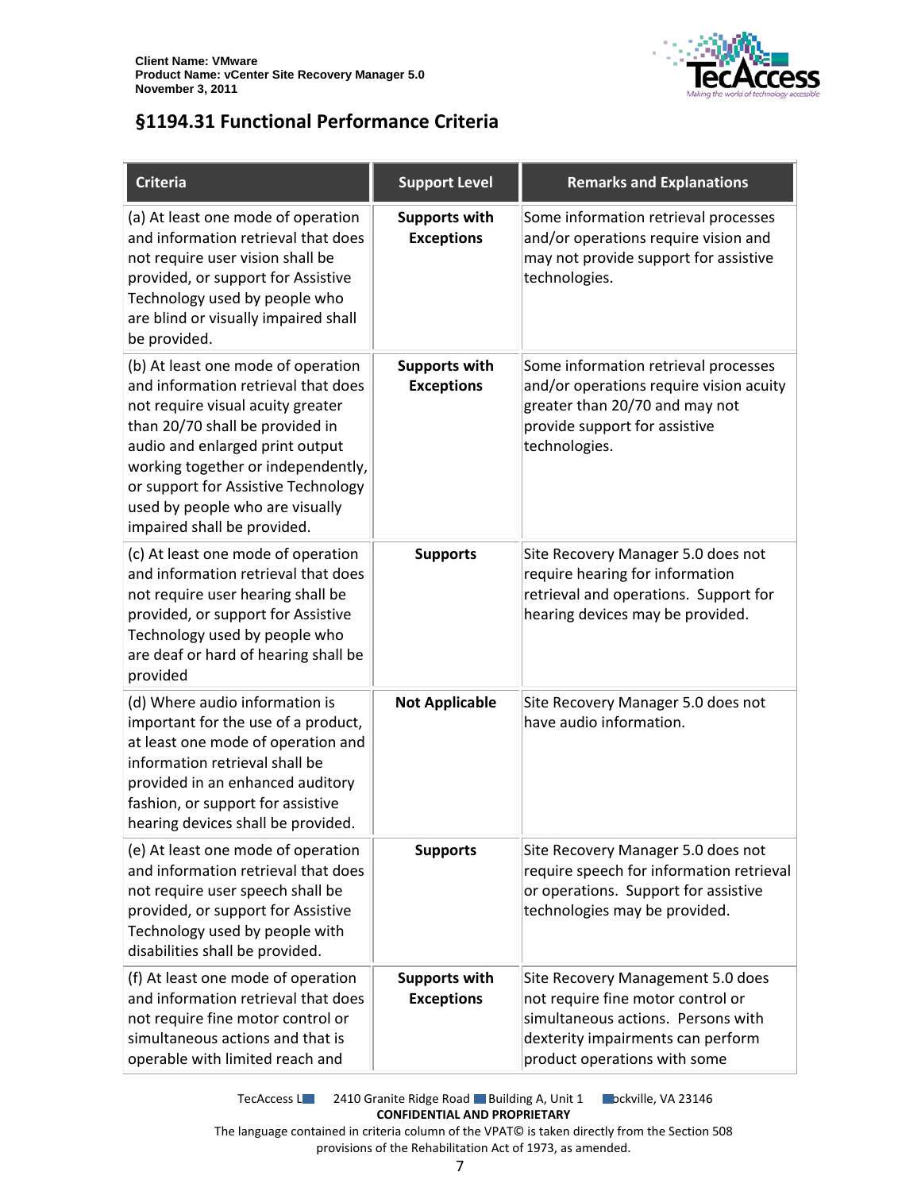## §1194.31 Functional Performance Criteria

| Criteria | Support Level | Remarks and Explanations |
|---|---|---|
| (a) At least one mode of operation and information retrieval that does not require user vision shall be provided, or support for Assistive Technology used by people who are blind or visually impaired shall be provided. | **Supports with Exceptions** | Some information retrieval processes and/or operations require vision and may not provide support for assistive technologies. |
| (b) At least one mode of operation and information retrieval that does not require visual acuity greater than 20/70 shall be provided in audio and enlarged print output working together or independently, or support for Assistive Technology used by people who are visually impaired shall be provided. | **Supports with Exceptions** | Some information retrieval processes and/or operations require vision acuity greater than 20/70 and may not provide support for assistive technologies. |
| (c) At least one mode of operation and information retrieval that does not require user hearing shall be provided, or support for Assistive Technology used by people who are deaf or hard of hearing shall be provided | **Supports** | Site Recovery Manager 5.0 does not require hearing for information retrieval and operations. Support for hearing devices may be provided. |
| (d) Where audio information is important for the use of a product, at least one mode of operation and information retrieval shall be provided in an enhanced auditory fashion, or support for assistive hearing devices shall be provided. | **Not Applicable** | Site Recovery Manager 5.0 does not have audio information. |
| (e) At least one mode of operation and information retrieval that does not require user speech shall be provided, or support for Assistive Technology used by people with disabilities shall be provided. | **Supports** | Site Recovery Manager 5.0 does not require speech for information retrieval or operations. Support for assistive technologies may be provided. |
| (f) At least one mode of operation and information retrieval that does not require fine motor control or simultaneous actions and that is operable with limited reach and | **Supports with Exceptions** | Site Recovery Management 5.0 does not require fine motor control or simultaneous actions. Persons with dexterity impairments can perform product operations with some |

TecAccess L 2410 Granite Ridge Road Building A, Unit 1 ockville, VA 23146
**CONFIDENTIAL AND PROPRIETARY**
The language contained in criteria column of the VPAT© is taken directly from the Section 508 provisions of the Rehabilitation Act of 1973, as amended.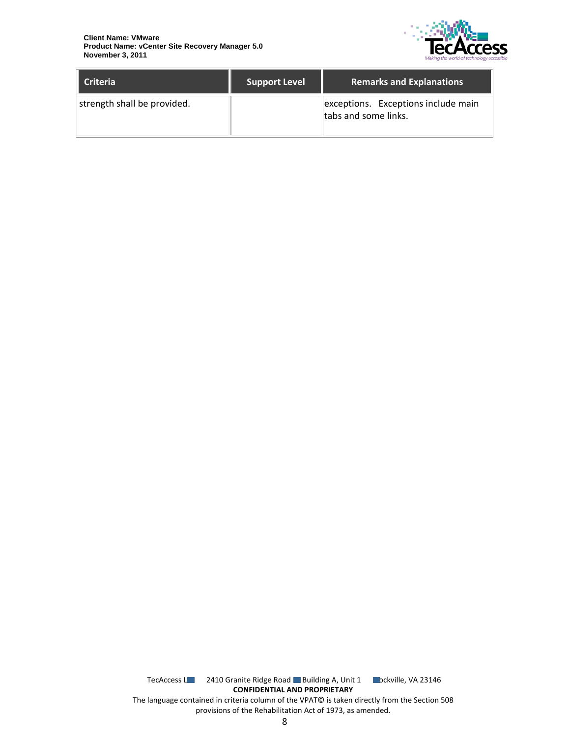| Criteria | Support Level | Remarks and Explanations |
| --- | --- | --- |
| strength shall be provided. | | exceptions. Exceptions include main tabs and some links. |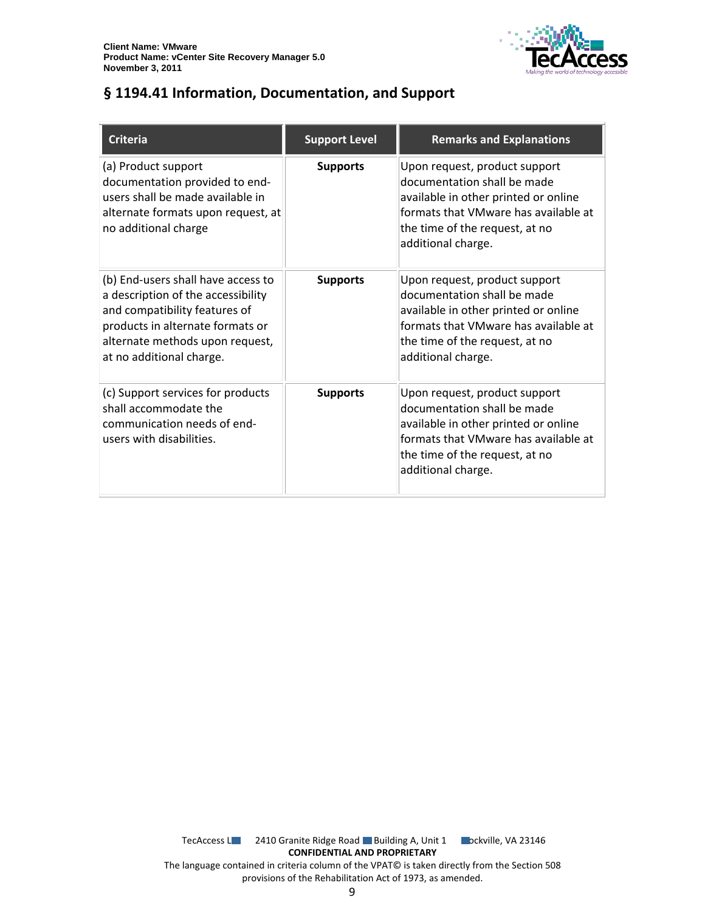## § 1194.41 Information, Documentation, and Support

| Criteria | Support Level | Remarks and Explanations |
|---|---|---|
| (a) Product support documentation provided to end-users shall be made available in alternate formats upon request, at no additional charge | **Supports** | Upon request, product support documentation shall be made available in other printed or online formats that VMware has available at the time of the request, at no additional charge. |
| (b) End-users shall have access to a description of the accessibility and compatibility features of products in alternate formats or alternate methods upon request, at no additional charge. | **Supports** | Upon request, product support documentation shall be made available in other printed or online formats that VMware has available at the time of the request, at no additional charge. |
| (c) Support services for products shall accommodate the communication needs of end-users with disabilities. | **Supports** | Upon request, product support documentation shall be made available in other printed or online formats that VMware has available at the time of the request, at no additional charge. |